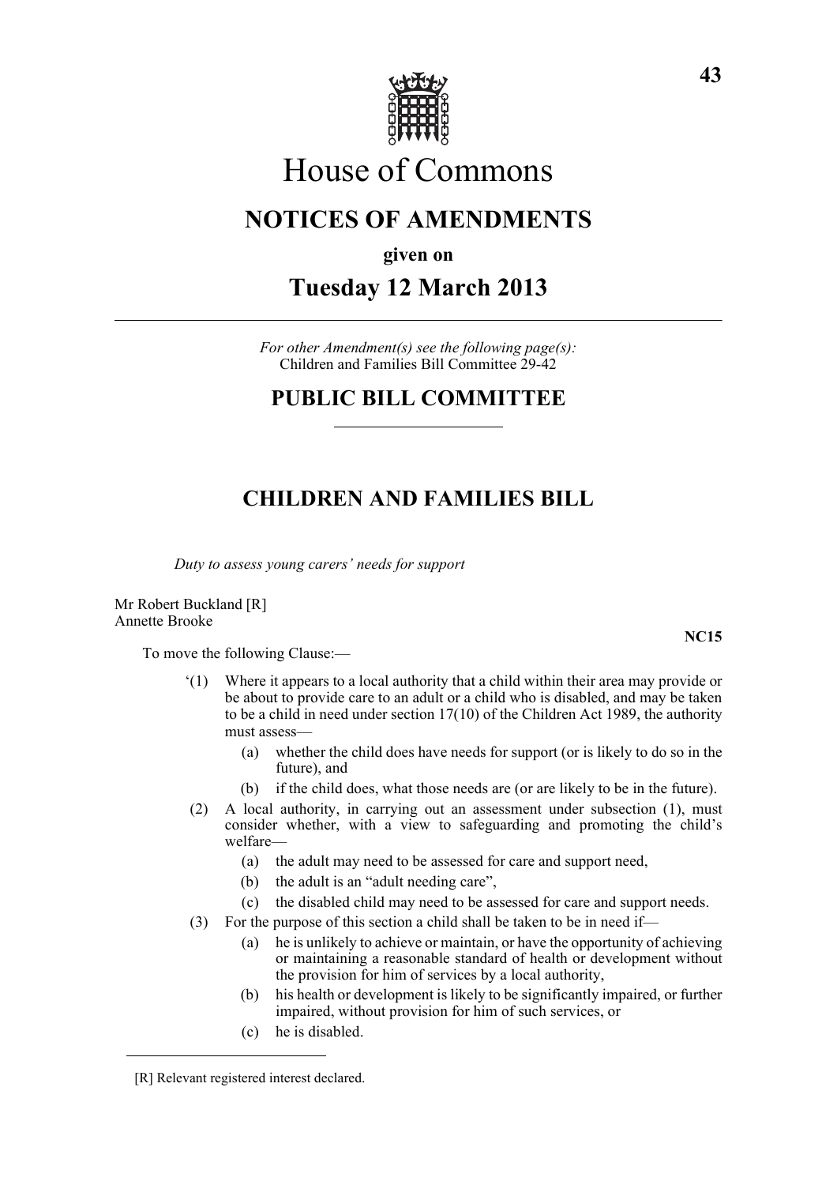# House of Commons

## NOTICES OF AMENDMENTS

**given on**

## Tuesday 12 March 2013

*For other Amendment(s) see the following page(s):*
Children and Families Bill Committee 29-42

## PUBLIC BILL COMMITTEE

## CHILDREN AND FAMILIES BILL

*Duty to assess young carers' needs for support*

Mr Robert Buckland [R]
Annette Brooke

**NC15**

To move the following Clause:—

'(1) Where it appears to a local authority that a child within their area may provide or be about to provide care to an adult or a child who is disabled, and may be taken to be a child in need under section 17(10) of the Children Act 1989, the authority must assess—

(a) whether the child does have needs for support (or is likely to do so in the future), and

(b) if the child does, what those needs are (or are likely to be in the future).

(2) A local authority, in carrying out an assessment under subsection (1), must consider whether, with a view to safeguarding and promoting the child's welfare—

(a) the adult may need to be assessed for care and support need,

(b) the adult is an "adult needing care",

(c) the disabled child may need to be assessed for care and support needs.

(3) For the purpose of this section a child shall be taken to be in need if—

(a) he is unlikely to achieve or maintain, or have the opportunity of achieving or maintaining a reasonable standard of health or development without the provision for him of services by a local authority,

(b) his health or development is likely to be significantly impaired, or further impaired, without provision for him of such services, or

(c) he is disabled.

[R] Relevant registered interest declared.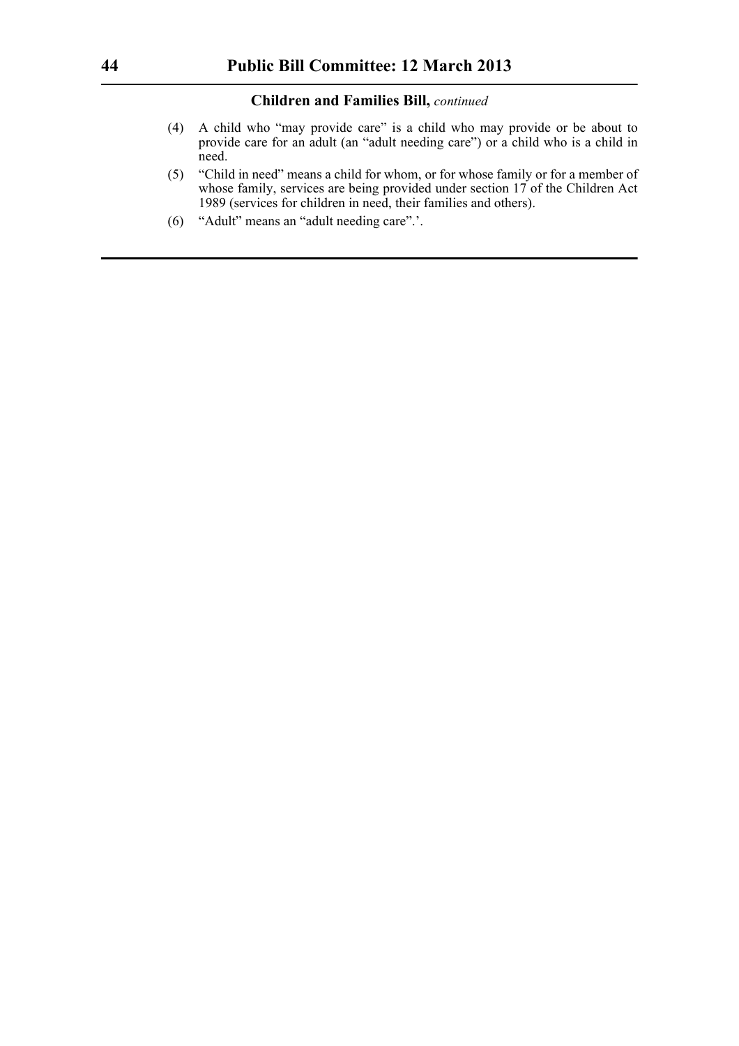(4) A child who "may provide care" is a child who may provide or be about to provide care for an adult (an "adult needing care") or a child who is a child in need.

(5) "Child in need" means a child for whom, or for whose family or for a member of whose family, services are being provided under section 17 of the Children Act 1989 (services for children in need, their families and others).

(6) "Adult" means an "adult needing care".'.